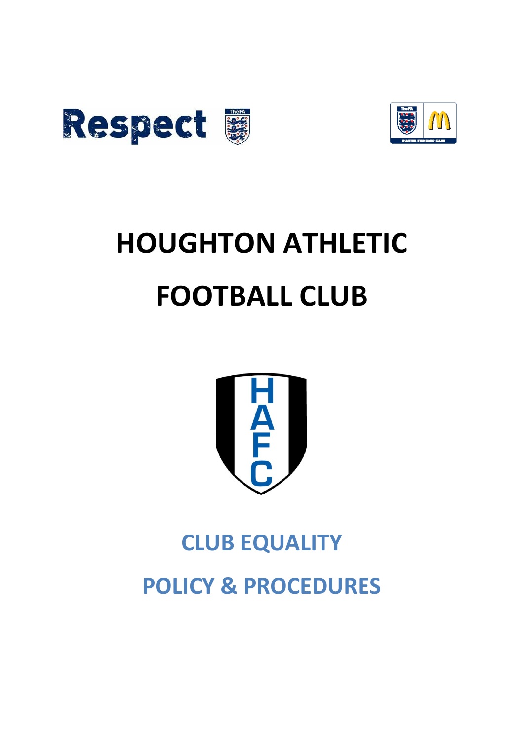# HOUGHTON ATHLETIC FOOTBALL CLUB

## CLUB EQUALITY POLICY & PROCEDURES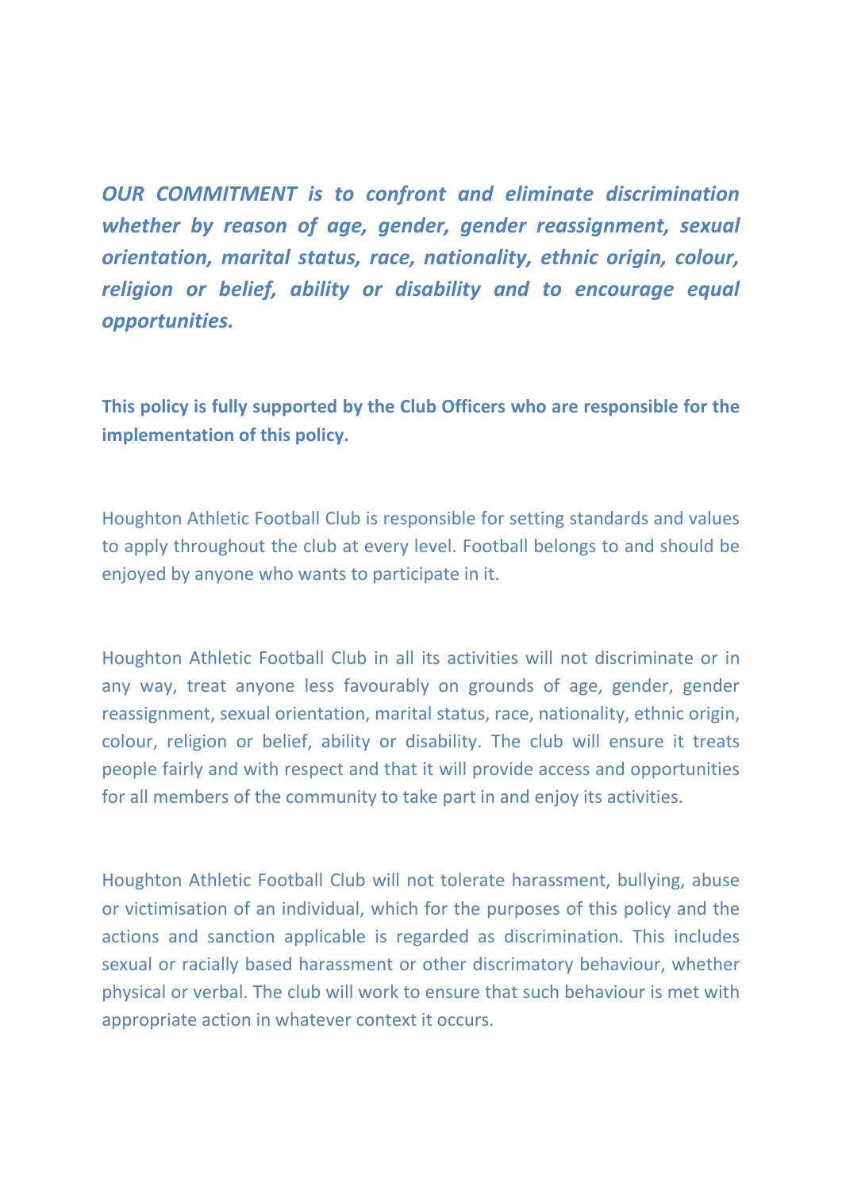***OUR COMMITMENT is to confront and eliminate discrimination whether by reason of age, gender, gender reassignment, sexual orientation, marital status, race, nationality, ethnic origin, colour, religion or belief, ability or disability and to encourage equal opportunities.***

**This policy is fully supported by the Club Officers who are responsible for the implementation of this policy.**

Houghton Athletic Football Club is responsible for setting standards and values to apply throughout the club at every level. Football belongs to and should be enjoyed by anyone who wants to participate in it.

Houghton Athletic Football Club in all its activities will not discriminate or in any way, treat anyone less favourably on grounds of age, gender, gender reassignment, sexual orientation, marital status, race, nationality, ethnic origin, colour, religion or belief, ability or disability. The club will ensure it treats people fairly and with respect and that it will provide access and opportunities for all members of the community to take part in and enjoy its activities.

Houghton Athletic Football Club will not tolerate harassment, bullying, abuse or victimisation of an individual, which for the purposes of this policy and the actions and sanction applicable is regarded as discrimination. This includes sexual or racially based harassment or other discrimatory behaviour, whether physical or verbal. The club will work to ensure that such behaviour is met with appropriate action in whatever context it occurs.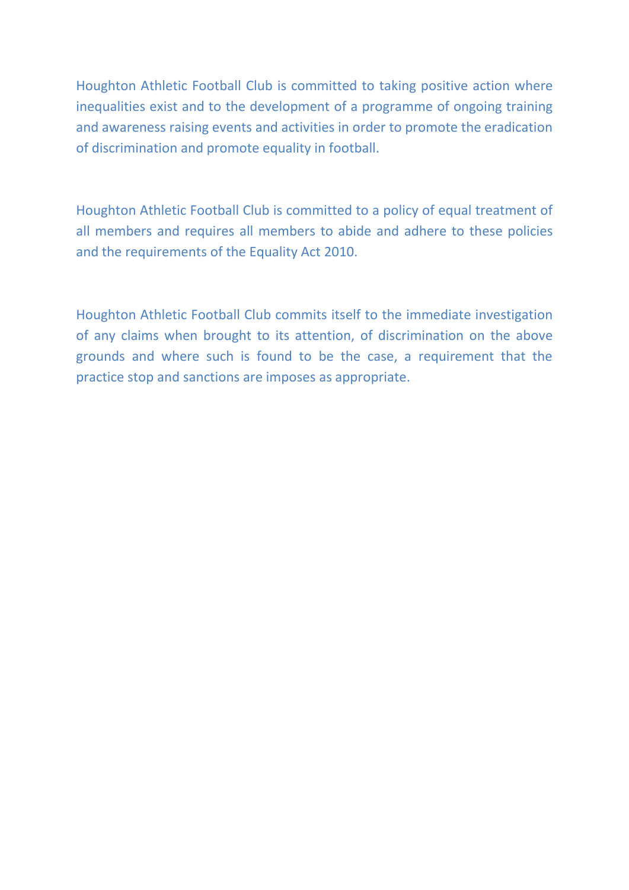Houghton Athletic Football Club is committed to taking positive action where inequalities exist and to the development of a programme of ongoing training and awareness raising events and activities in order to promote the eradication of discrimination and promote equality in football.

Houghton Athletic Football Club is committed to a policy of equal treatment of all members and requires all members to abide and adhere to these policies and the requirements of the Equality Act 2010.

Houghton Athletic Football Club commits itself to the immediate investigation of any claims when brought to its attention, of discrimination on the above grounds and where such is found to be the case, a requirement that the practice stop and sanctions are imposes as appropriate.